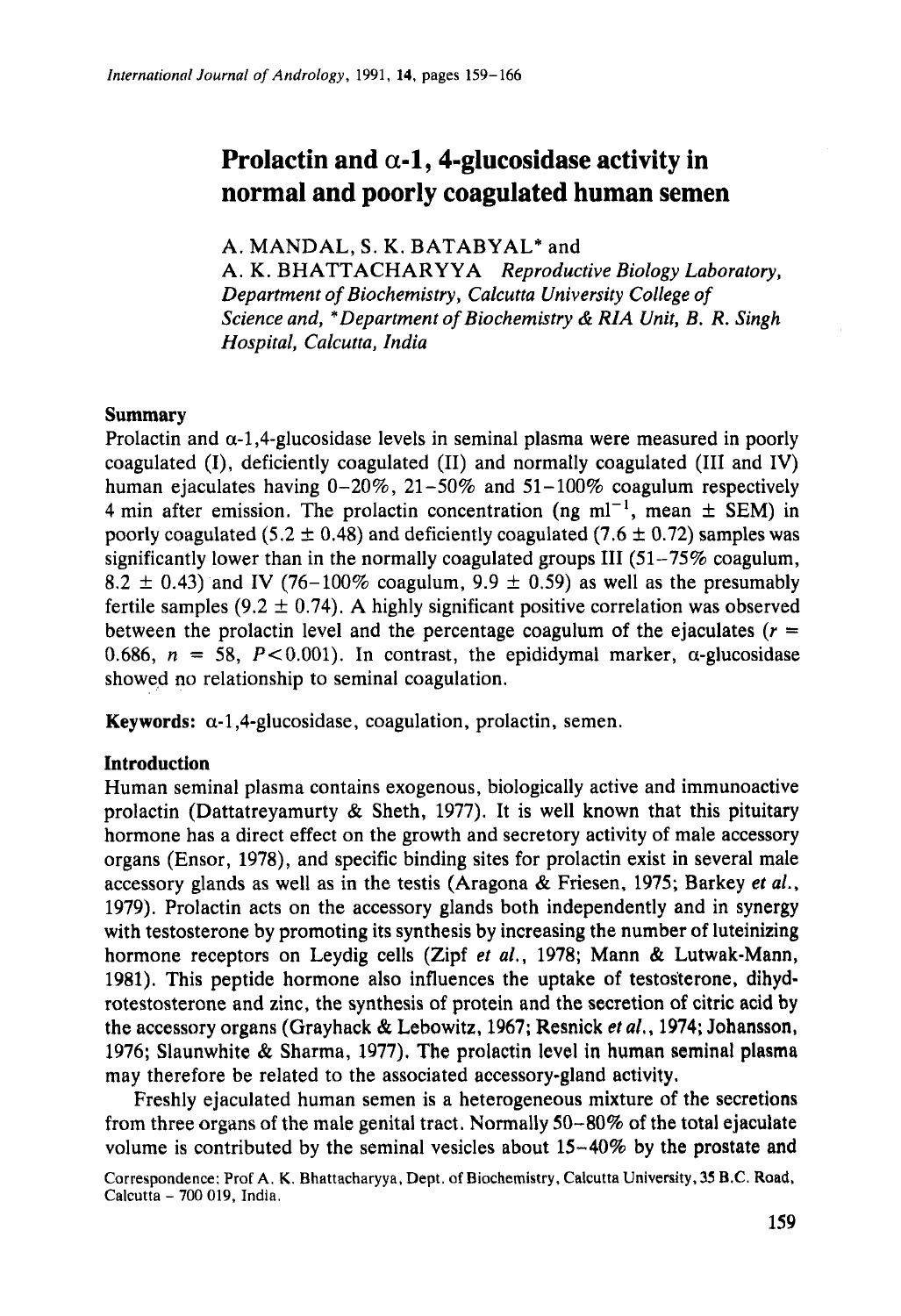# Prolactin and α-1, 4-glucosidase activity in normal and poorly coagulated human semen

A. MANDAL, S. K. BATABYAL* and A. K. BHATTACHARYYA *Reproductive Biology Laboratory, Department of Biochemistry, Calcutta University College of Science and, *Department of Biochemistry & RIA Unit, B. R. Singh Hospital, Calcutta, India*

## Summary

Prolactin and α-1,4-glucosidase levels in seminal plasma were measured in poorly coagulated (I), deficiently coagulated (II) and normally coagulated (III and IV) human ejaculates having 0–20%, 21–50% and 51–100% coagulum respectively 4 min after emission. The prolactin concentration (ng $ml^{-1}$, mean ± SEM) in poorly coagulated (5.2 ± 0.48) and deficiently coagulated (7.6 ± 0.72) samples was significantly lower than in the normally coagulated groups III (51–75% coagulum, 8.2 ± 0.43) and IV (76–100% coagulum, 9.9 ± 0.59) as well as the presumably fertile samples (9.2 ± 0.74). A highly significant positive correlation was observed between the prolactin level and the percentage coagulum of the ejaculates ($r$ = 0.686, $n$ = 58, $P < 0.001$). In contrast, the epididymal marker, α-glucosidase showed no relationship to seminal coagulation.

**Keywords:** α-1,4-glucosidase, coagulation, prolactin, semen.

## Introduction

Human seminal plasma contains exogenous, biologically active and immunoactive prolactin (Dattatreyamurty & Sheth, 1977). It is well known that this pituitary hormone has a direct effect on the growth and secretory activity of male accessory organs (Ensor, 1978), and specific binding sites for prolactin exist in several male accessory glands as well as in the testis (Aragona & Friesen, 1975; Barkey *et al.*, 1979). Prolactin acts on the accessory glands both independently and in synergy with testosterone by promoting its synthesis by increasing the number of luteinizing hormone receptors on Leydig cells (Zipf *et al.*, 1978; Mann & Lutwak-Mann, 1981). This peptide hormone also influences the uptake of testosterone, dihydrotestosterone and zinc, the synthesis of protein and the secretion of citric acid by the accessory organs (Grayhack & Lebowitz, 1967; Resnick *et al.*, 1974; Johansson, 1976; Slaunwhite & Sharma, 1977). The prolactin level in human seminal plasma may therefore be related to the associated accessory-gland activity.

Freshly ejaculated human semen is a heterogeneous mixture of the secretions from three organs of the male genital tract. Normally 50–80% of the total ejaculate volume is contributed by the seminal vesicles about 15–40% by the prostate and

Correspondence: Prof A. K. Bhattacharyya, Dept. of Biochemistry, Calcutta University, 35 B.C. Road, Calcutta – 700 019, India.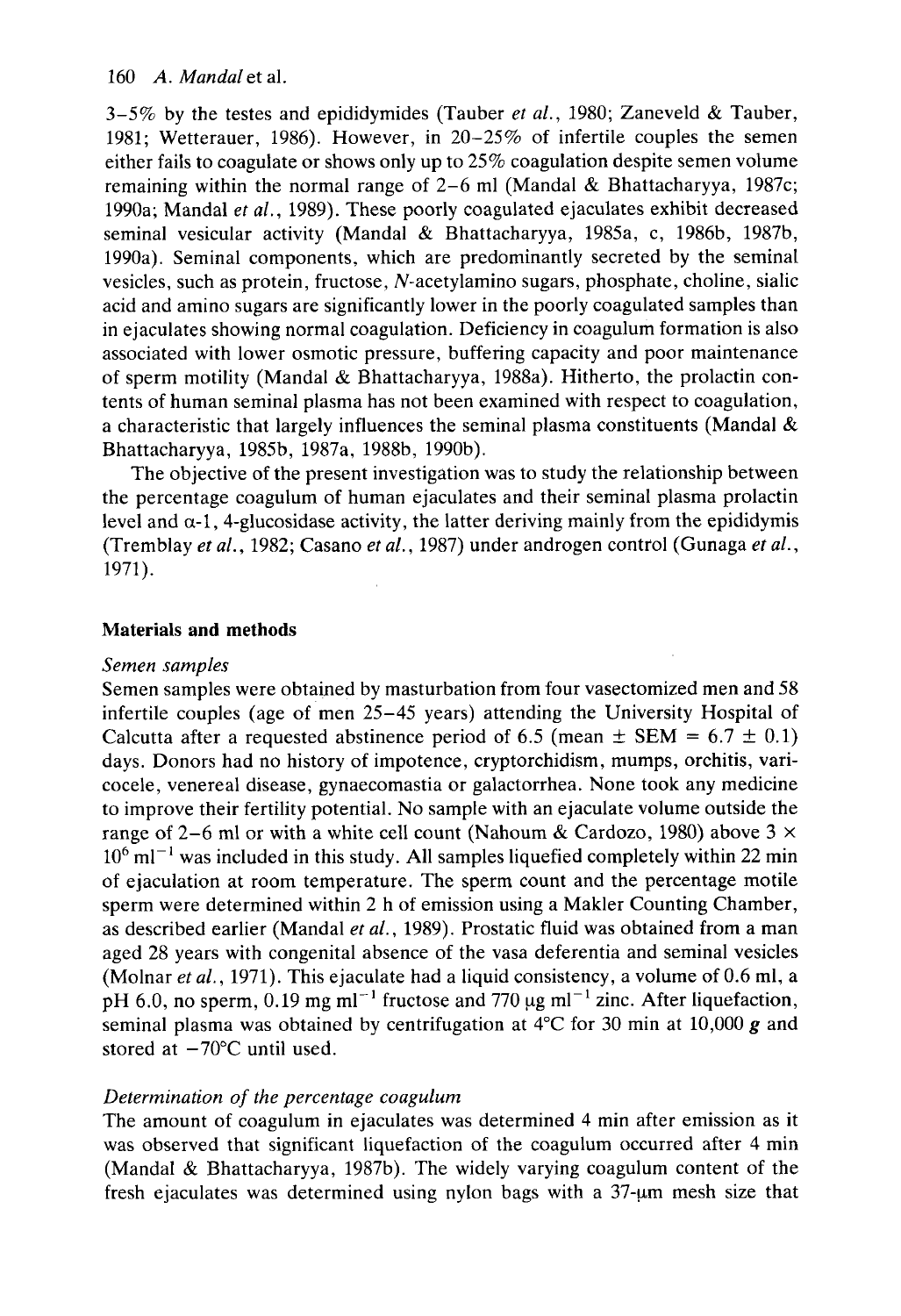3–5% by the testes and epididymides (Tauber *et al.*, 1980; Zaneveld & Tauber, 1981; Wetterauer, 1986). However, in 20–25% of infertile couples the semen either fails to coagulate or shows only up to 25% coagulation despite semen volume remaining within the normal range of 2–6 ml (Mandal & Bhattacharyya, 1987c; 1990a; Mandal *et al.*, 1989). These poorly coagulated ejaculates exhibit decreased seminal vesicular activity (Mandal & Bhattacharyya, 1985a, c, 1986b, 1987b, 1990a). Seminal components, which are predominantly secreted by the seminal vesicles, such as protein, fructose, *N*-acetylamino sugars, phosphate, choline, sialic acid and amino sugars are significantly lower in the poorly coagulated samples than in ejaculates showing normal coagulation. Deficiency in coagulum formation is also associated with lower osmotic pressure, buffering capacity and poor maintenance of sperm motility (Mandal & Bhattacharyya, 1988a). Hitherto, the prolactin contents of human seminal plasma has not been examined with respect to coagulation, a characteristic that largely influences the seminal plasma constituents (Mandal & Bhattacharyya, 1985b, 1987a, 1988b, 1990b).

The objective of the present investigation was to study the relationship between the percentage coagulum of human ejaculates and their seminal plasma prolactin level and α-1, 4-glucosidase activity, the latter deriving mainly from the epididymis (Tremblay *et al.*, 1982; Casano *et al.*, 1987) under androgen control (Gunaga *et al.*, 1971).

## Materials and methods

### *Semen samples*

Semen samples were obtained by masturbation from four vasectomized men and 58 infertile couples (age of men 25–45 years) attending the University Hospital of Calcutta after a requested abstinence period of 6.5 (mean ± SEM = 6.7 ± 0.1) days. Donors had no history of impotence, cryptorchidism, mumps, orchitis, varicocele, venereal disease, gynaecomastia or galactorrhea. None took any medicine to improve their fertility potential. No sample with an ejaculate volume outside the range of 2–6 ml or with a white cell count (Nahoum & Cardozo, 1980) above $3 \times 10^6$ $ml^{-1}$ was included in this study. All samples liquefied completely within 22 min of ejaculation at room temperature. The sperm count and the percentage motile sperm were determined within 2 h of emission using a Makler Counting Chamber, as described earlier (Mandal *et al.*, 1989). Prostatic fluid was obtained from a man aged 28 years with congenital absence of the vasa deferentia and seminal vesicles (Molnar *et al.*, 1971). This ejaculate had a liquid consistency, a volume of 0.6 ml, a pH 6.0, no sperm, 0.19 mg $ml^{-1}$ fructose and 770 μg $ml^{-1}$ zinc. After liquefaction, seminal plasma was obtained by centrifugation at 4°C for 30 min at 10,000 ***g*** and stored at −70°C until used.

### *Determination of the percentage coagulum*

The amount of coagulum in ejaculates was determined 4 min after emission as it was observed that significant liquefaction of the coagulum occurred after 4 min (Mandal & Bhattacharyya, 1987b). The widely varying coagulum content of the fresh ejaculates was determined using nylon bags with a 37-μm mesh size that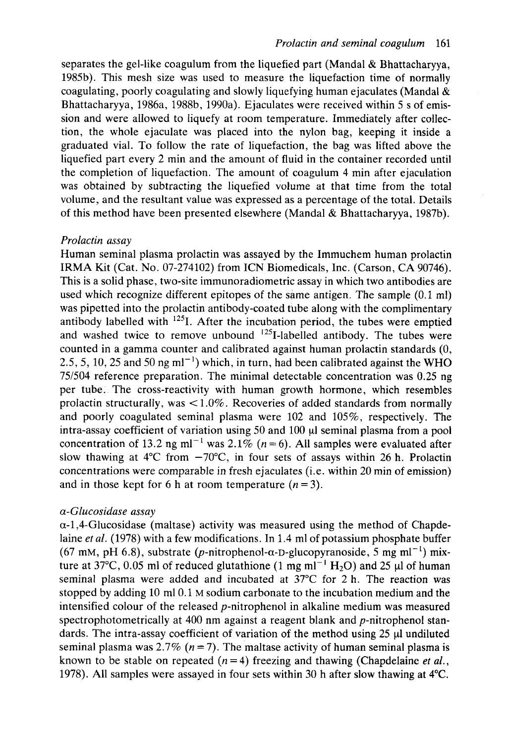separates the gel-like coagulum from the liquefied part (Mandal & Bhattacharyya, 1985b). This mesh size was used to measure the liquefaction time of normally coagulating, poorly coagulating and slowly liquefying human ejaculates (Mandal & Bhattacharyya, 1986a, 1988b, 1990a). Ejaculates were received within 5 s of emission and were allowed to liquefy at room temperature. Immediately after collection, the whole ejaculate was placed into the nylon bag, keeping it inside a graduated vial. To follow the rate of liquefaction, the bag was lifted above the liquefied part every 2 min and the amount of fluid in the container recorded until the completion of liquefaction. The amount of coagulum 4 min after ejaculation was obtained by subtracting the liquefied volume at that time from the total volume, and the resultant value was expressed as a percentage of the total. Details of this method have been presented elsewhere (Mandal & Bhattacharyya, 1987b).

*Prolactin assay*

Human seminal plasma prolactin was assayed by the Immuchem human prolactin IRMA Kit (Cat. No. 07-274102) from ICN Biomedicals, Inc. (Carson, CA 90746). This is a solid phase, two-site immunoradiometric assay in which two antibodies are used which recognize different epitopes of the same antigen. The sample (0.1 ml) was pipetted into the prolactin antibody-coated tube along with the complimentary antibody labelled with $^{125}$I. After the incubation period, the tubes were emptied and washed twice to remove unbound $^{125}$I-labelled antibody. The tubes were counted in a gamma counter and calibrated against human prolactin standards (0, 2.5, 5, 10, 25 and 50 ng ml$^{-1}$) which, in turn, had been calibrated against the WHO 75/504 reference preparation. The minimal detectable concentration was 0.25 ng per tube. The cross-reactivity with human growth hormone, which resembles prolactin structurally, was $<1.0\%$. Recoveries of added standards from normally and poorly coagulated seminal plasma were 102 and 105%, respectively. The intra-assay coefficient of variation using 50 and 100 μl seminal plasma from a pool concentration of 13.2 ng ml$^{-1}$ was 2.1% ($n = 6$). All samples were evaluated after slow thawing at 4°C from −70°C, in four sets of assays within 26 h. Prolactin concentrations were comparable in fresh ejaculates (i.e. within 20 min of emission) and in those kept for 6 h at room temperature ($n = 3$).

*α-Glucosidase assay*

α-1,4-Glucosidase (maltase) activity was measured using the method of Chapdelaine *et al.* (1978) with a few modifications. In 1.4 ml of potassium phosphate buffer (67 mM, pH 6.8), substrate (*p*-nitrophenol-α-D-glucopyranoside, 5 mg ml$^{-1}$) mixture at 37°C, 0.05 ml of reduced glutathione (1 mg ml$^{-1}$ $H_2O$) and 25 μl of human seminal plasma were added and incubated at 37°C for 2 h. The reaction was stopped by adding 10 ml 0.1 M sodium carbonate to the incubation medium and the intensified colour of the released *p*-nitrophenol in alkaline medium was measured spectrophotometrically at 400 nm against a reagent blank and *p*-nitrophenol standards. The intra-assay coefficient of variation of the method using 25 μl undiluted seminal plasma was 2.7% ($n = 7$). The maltase activity of human seminal plasma is known to be stable on repeated ($n = 4$) freezing and thawing (Chapdelaine *et al.*, 1978). All samples were assayed in four sets within 30 h after slow thawing at 4°C.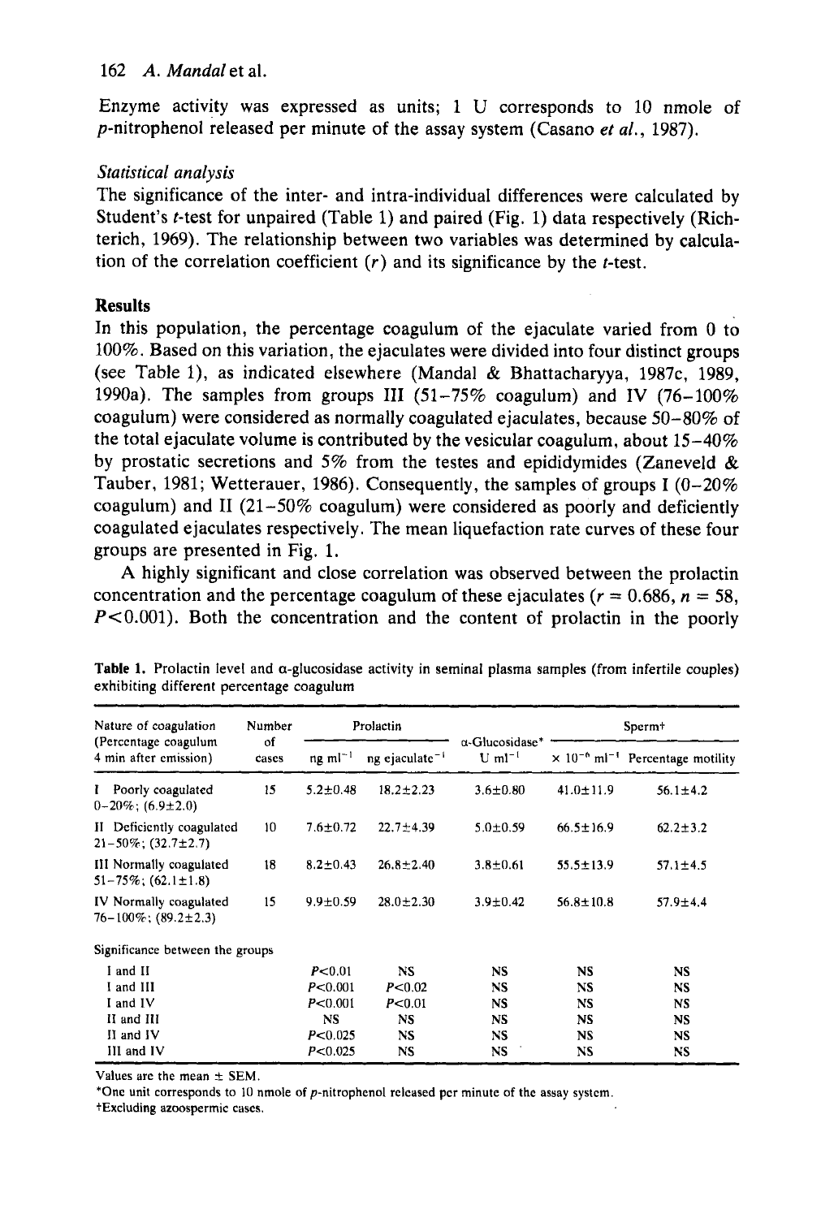Enzyme activity was expressed as units; 1 U corresponds to 10 nmole of *p*-nitrophenol released per minute of the assay system (Casano *et al.*, 1987).

### *Statistical analysis*

The significance of the inter- and intra-individual differences were calculated by Student's *t*-test for unpaired (Table 1) and paired (Fig. 1) data respectively (Richterich, 1969). The relationship between two variables was determined by calculation of the correlation coefficient ($r$) and its significance by the *t*-test.

## Results

In this population, the percentage coagulum of the ejaculate varied from 0 to 100%. Based on this variation, the ejaculates were divided into four distinct groups (see Table 1), as indicated elsewhere (Mandal & Bhattacharyya, 1987c, 1989, 1990a). The samples from groups III (51–75% coagulum) and IV (76–100% coagulum) were considered as normally coagulated ejaculates, because 50–80% of the total ejaculate volume is contributed by the vesicular coagulum, about 15–40% by prostatic secretions and 5% from the testes and epididymides (Zaneveld & Tauber, 1981; Wetterauer, 1986). Consequently, the samples of groups I (0–20% coagulum) and II (21–50% coagulum) were considered as poorly and deficiently coagulated ejaculates respectively. The mean liquefaction rate curves of these four groups are presented in Fig. 1.

A highly significant and close correlation was observed between the prolactin concentration and the percentage coagulum of these ejaculates ($r = 0.686$, $n = 58$, $P < 0.001$). Both the concentration and the content of prolactin in the poorly

**Table 1.** Prolactin level and α-glucosidase activity in seminal plasma samples (from infertile couples) exhibiting different percentage coagulum

| Nature of coagulation (Percentage coagulum 4 min after emission) | Number of cases | Prolactin | | α-Glucosidase* | Sperm† | |
|---|---|---|---|---|---|---|
| | | ng ml$^{-1}$ | ng ejaculate$^{-1}$ | U ml$^{-1}$ | $\times 10^{-6}$ ml$^{-1}$ | Percentage motility |
| I Poorly coagulated 0–20%; (6.9±2.0) | 15 | 5.2±0.48 | 18.2±2.23 | 3.6±0.80 | 41.0±11.9 | 56.1±4.2 |
| II Deficiently coagulated 21–50%; (32.7±2.7) | 10 | 7.6±0.72 | 22.7±4.39 | 5.0±0.59 | 66.5±16.9 | 62.2±3.2 |
| III Normally coagulated 51–75%; (62.1±1.8) | 18 | 8.2±0.43 | 26.8±2.40 | 3.8±0.61 | 55.5±13.9 | 57.1±4.5 |
| IV Normally coagulated 76–100%; (89.2±2.3) | 15 | 9.9±0.59 | 28.0±2.30 | 3.9±0.42 | 56.8±10.8 | 57.9±4.4 |
| Significance between the groups | | | | | | |
| I and II | | $P<0.01$ | NS | NS | NS | NS |
| I and III | | $P<0.001$ | $P<0.02$ | NS | NS | NS |
| I and IV | | $P<0.001$ | $P<0.01$ | NS | NS | NS |
| II and III | | NS | NS | NS | NS | NS |
| II and IV | | $P<0.025$ | NS | NS | NS | NS |
| III and IV | | $P<0.025$ | NS | NS | NS | NS |

Values are the mean ± SEM.

*One unit corresponds to 10 nmole of *p*-nitrophenol released per minute of the assay system.

†Excluding azoospermic cases.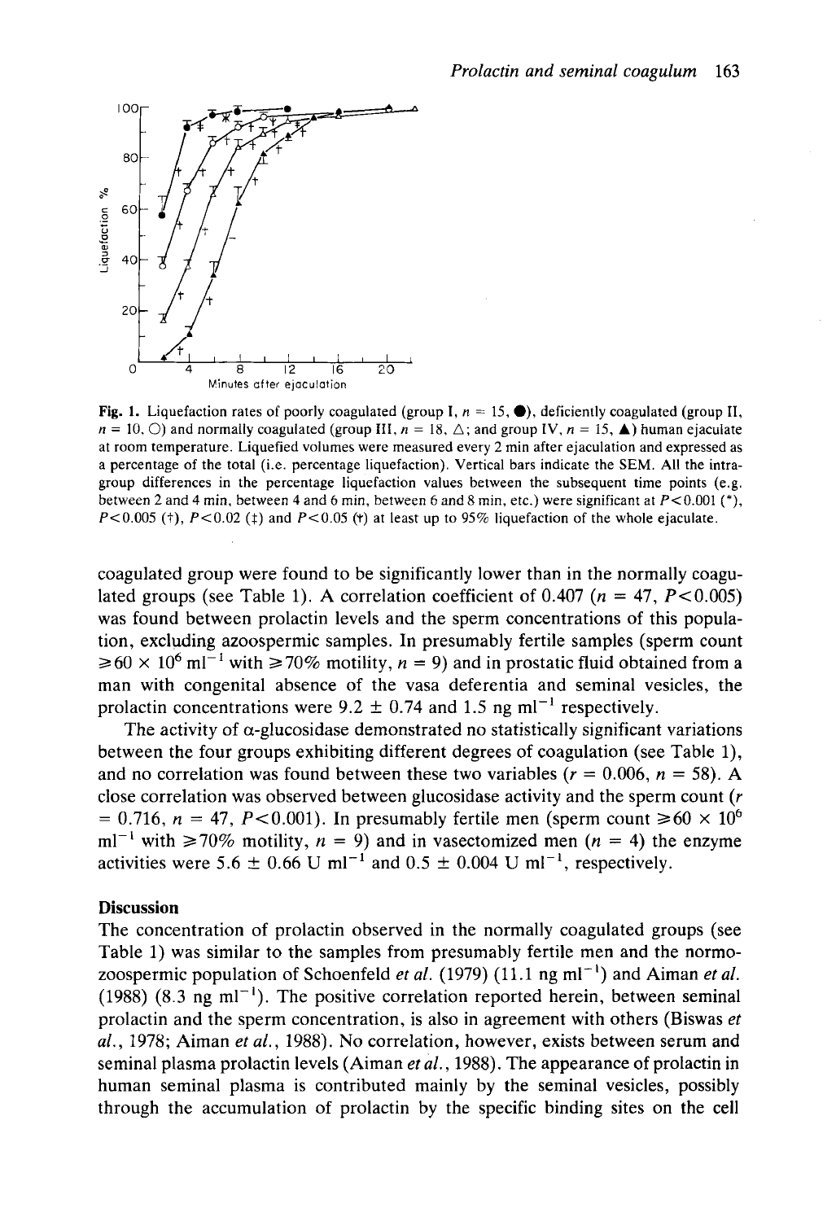Fig. 1. Liquefaction rates of poorly coagulated (group I, $n = 15$, ●), deficiently coagulated (group II, $n = 10$, ○) and normally coagulated (group III, $n = 18$, △; and group IV, $n = 15$, ▲) human ejaculate at room temperature. Liquefied volumes were measured every 2 min after ejaculation and expressed as a percentage of the total (i.e. percentage liquefaction). Vertical bars indicate the SEM. All the intra-group differences in the percentage liquefaction values between the subsequent time points (e.g. between 2 and 4 min, between 4 and 6 min, between 6 and 8 min, etc.) were significant at $P<0.001$ (*), $P<0.005$ (†), $P<0.02$ (‡) and $P<0.05$ (ϯ) at least up to 95% liquefaction of the whole ejaculate.

coagulated group were found to be significantly lower than in the normally coagulated groups (see Table 1). A correlation coefficient of 0.407 ($n = 47$, $P<0.005$) was found between prolactin levels and the sperm concentrations of this population, excluding azoospermic samples. In presumably fertile samples (sperm count $\geq 60 \times 10^6$ ml$^{-1}$ with $\geq 70\%$ motility, $n = 9$) and in prostatic fluid obtained from a man with congenital absence of the vasa deferentia and seminal vesicles, the prolactin concentrations were $9.2 \pm 0.74$ and 1.5 ng ml$^{-1}$ respectively.

The activity of α-glucosidase demonstrated no statistically significant variations between the four groups exhibiting different degrees of coagulation (see Table 1), and no correlation was found between these two variables ($r = 0.006$, $n = 58$). A close correlation was observed between glucosidase activity and the sperm count ($r = 0.716$, $n = 47$, $P<0.001$). In presumably fertile men (sperm count $\geq 60 \times 10^6$ ml$^{-1}$ with $\geq 70\%$ motility, $n = 9$) and in vasectomized men ($n = 4$) the enzyme activities were $5.6 \pm 0.66$ U ml$^{-1}$ and $0.5 \pm 0.004$ U ml$^{-1}$, respectively.

## Discussion

The concentration of prolactin observed in the normally coagulated groups (see Table 1) was similar to the samples from presumably fertile men and the normozoospermic population of Schoenfeld *et al.* (1979) (11.1 ng ml$^{-1}$) and Aiman *et al.* (1988) (8.3 ng ml$^{-1}$). The positive correlation reported herein, between seminal prolactin and the sperm concentration, is also in agreement with others (Biswas *et al.*, 1978; Aiman *et al.*, 1988). No correlation, however, exists between serum and seminal plasma prolactin levels (Aiman *et al.*, 1988). The appearance of prolactin in human seminal plasma is contributed mainly by the seminal vesicles, possibly through the accumulation of prolactin by the specific binding sites on the cell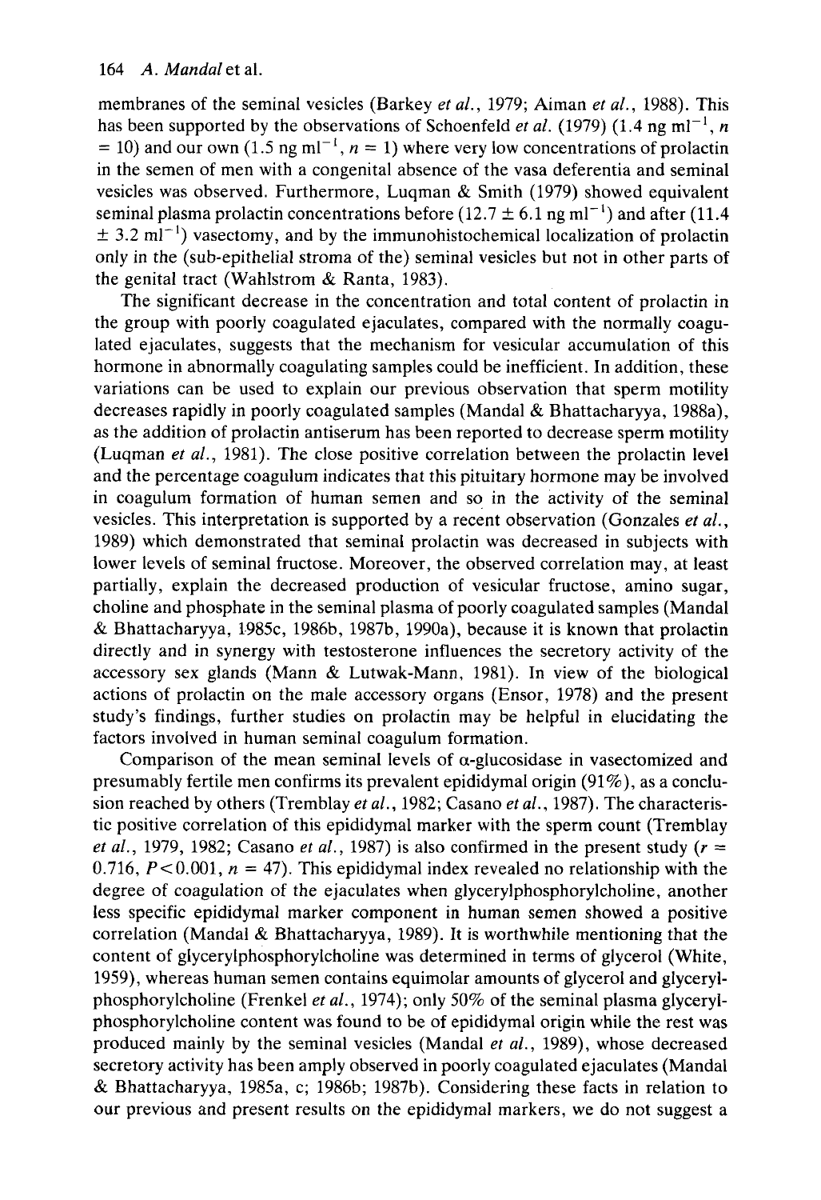membranes of the seminal vesicles (Barkey *et al.*, 1979; Aiman *et al.*, 1988). This has been supported by the observations of Schoenfeld *et al.* (1979) (1.4 ng $ml^{-1}$, $n = 10$) and our own (1.5 ng $ml^{-1}$, $n = 1$) where very low concentrations of prolactin in the semen of men with a congenital absence of the vasa deferentia and seminal vesicles was observed. Furthermore, Luqman & Smith (1979) showed equivalent seminal plasma prolactin concentrations before (12.7 $\pm$ 6.1 ng $ml^{-1}$) and after (11.4 $\pm$ 3.2 $ml^{-1}$) vasectomy, and by the immunohistochemical localization of prolactin only in the (sub-epithelial stroma of the) seminal vesicles but not in other parts of the genital tract (Wahlstrom & Ranta, 1983).

The significant decrease in the concentration and total content of prolactin in the group with poorly coagulated ejaculates, compared with the normally coagulated ejaculates, suggests that the mechanism for vesicular accumulation of this hormone in abnormally coagulating samples could be inefficient. In addition, these variations can be used to explain our previous observation that sperm motility decreases rapidly in poorly coagulated samples (Mandal & Bhattacharyya, 1988a), as the addition of prolactin antiserum has been reported to decrease sperm motility (Luqman *et al.*, 1981). The close positive correlation between the prolactin level and the percentage coagulum indicates that this pituitary hormone may be involved in coagulum formation of human semen and so in the activity of the seminal vesicles. This interpretation is supported by a recent observation (Gonzales *et al.*, 1989) which demonstrated that seminal prolactin was decreased in subjects with lower levels of seminal fructose. Moreover, the observed correlation may, at least partially, explain the decreased production of vesicular fructose, amino sugar, choline and phosphate in the seminal plasma of poorly coagulated samples (Mandal & Bhattacharyya, 1985c, 1986b, 1987b, 1990a), because it is known that prolactin directly and in synergy with testosterone influences the secretory activity of the accessory sex glands (Mann & Lutwak-Mann, 1981). In view of the biological actions of prolactin on the male accessory organs (Ensor, 1978) and the present study's findings, further studies on prolactin may be helpful in elucidating the factors involved in human seminal coagulum formation.

Comparison of the mean seminal levels of α-glucosidase in vasectomized and presumably fertile men confirms its prevalent epididymal origin (91%), as a conclusion reached by others (Tremblay *et al.*, 1982; Casano *et al.*, 1987). The characteristic positive correlation of this epididymal marker with the sperm count (Tremblay *et al.*, 1979, 1982; Casano *et al.*, 1987) is also confirmed in the present study ($r = 0.716$, $P < 0.001$, $n = 47$). This epididymal index revealed no relationship with the degree of coagulation of the ejaculates when glycerylphosphorylcholine, another less specific epididymal marker component in human semen showed a positive correlation (Mandal & Bhattacharyya, 1989). It is worthwhile mentioning that the content of glycerylphosphorylcholine was determined in terms of glycerol (White, 1959), whereas human semen contains equimolar amounts of glycerol and glycerylphosphorylcholine (Frenkel *et al.*, 1974); only 50% of the seminal plasma glycerylphosphorylcholine content was found to be of epididymal origin while the rest was produced mainly by the seminal vesicles (Mandal *et al.*, 1989), whose decreased secretory activity has been amply observed in poorly coagulated ejaculates (Mandal & Bhattacharyya, 1985a, c; 1986b; 1987b). Considering these facts in relation to our previous and present results on the epididymal markers, we do not suggest a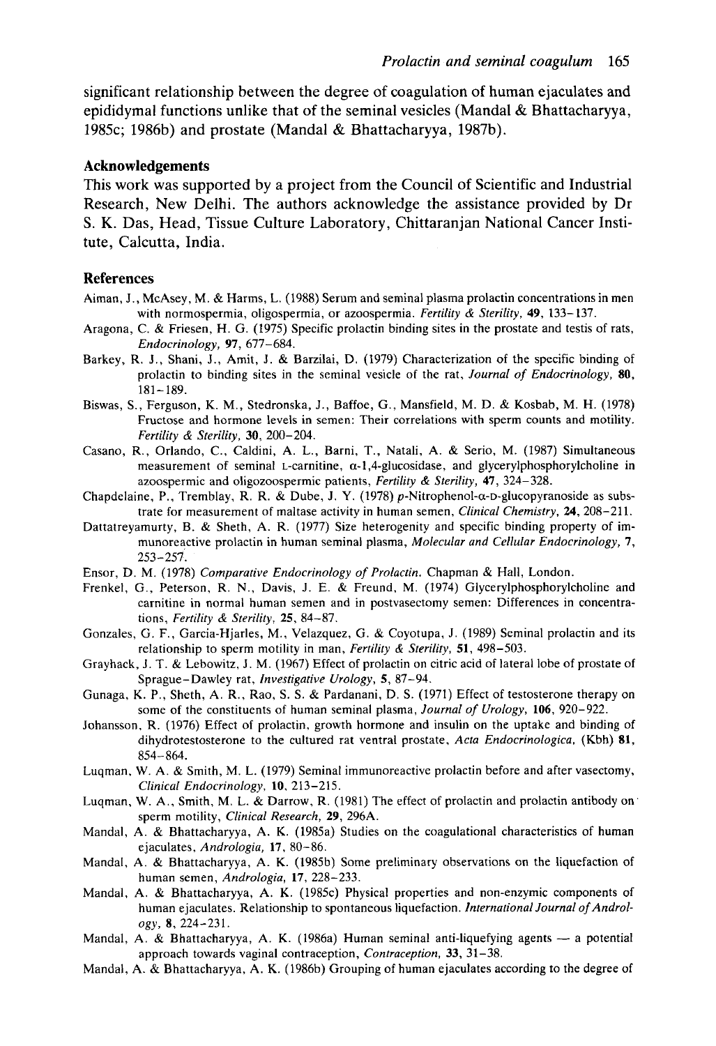significant relationship between the degree of coagulation of human ejaculates and epididymal functions unlike that of the seminal vesicles (Mandal & Bhattacharyya, 1985c; 1986b) and prostate (Mandal & Bhattacharyya, 1987b).

## Acknowledgements

This work was supported by a project from the Council of Scientific and Industrial Research, New Delhi. The authors acknowledge the assistance provided by Dr S. K. Das, Head, Tissue Culture Laboratory, Chittaranjan National Cancer Institute, Calcutta, India.

## References

Aiman, J., McAsey, M. & Harms, L. (1988) Serum and seminal plasma prolactin concentrations in men with normospermia, oligospermia, or azoospermia. *Fertility & Sterility*, **49**, 133–137.

Aragona, C. & Friesen, H. G. (1975) Specific prolactin binding sites in the prostate and testis of rats, *Endocrinology*, **97**, 677–684.

Barkey, R. J., Shani, J., Amit, J. & Barzilai, D. (1979) Characterization of the specific binding of prolactin to binding sites in the seminal vesicle of the rat, *Journal of Endocrinology*, **80**, 181–189.

Biswas, S., Ferguson, K. M., Stedronska, J., Baffoe, G., Mansfield, M. D. & Kosbab, M. H. (1978) Fructose and hormone levels in semen: Their correlations with sperm counts and motility. *Fertility & Sterility*, **30**, 200–204.

Casano, R., Orlando, C., Caldini, A. L., Barni, T., Natali, A. & Serio, M. (1987) Simultaneous measurement of seminal L-carnitine, α-1,4-glucosidase, and glycerylphosphorylcholine in azoospermic and oligozoospermic patients, *Fertility & Sterility*, **47**, 324–328.

Chapdelaine, P., Tremblay, R. R. & Dube, J. Y. (1978) *p*-Nitrophenol-α-D-glucopyranoside as substrate for measurement of maltase activity in human semen, *Clinical Chemistry*, **24**, 208–211.

Dattatreyamurty, B. & Sheth, A. R. (1977) Size heterogenity and specific binding property of immunoreactive prolactin in human seminal plasma, *Molecular and Cellular Endocrinology*, **7**, 253–257.

Ensor, D. M. (1978) *Comparative Endocrinology of Prolactin*. Chapman & Hall, London.

Frenkel, G., Peterson, R. N., Davis, J. E. & Freund, M. (1974) Glycerylphosphorylcholine and carnitine in normal human semen and in postvasectomy semen: Differences in concentrations, *Fertility & Sterility*, **25**, 84–87.

Gonzales, G. F., Garcia-Hjarles, M., Velazquez, G. & Coyotupa, J. (1989) Seminal prolactin and its relationship to sperm motility in man, *Fertility & Sterility*, **51**, 498–503.

Grayhack, J. T. & Lebowitz, J. M. (1967) Effect of prolactin on citric acid of lateral lobe of prostate of Sprague-Dawley rat, *Investigative Urology*, **5**, 87–94.

Gunaga, K. P., Sheth, A. R., Rao, S. S. & Pardanani, D. S. (1971) Effect of testosterone therapy on some of the constituents of human seminal plasma, *Journal of Urology*, **106**, 920–922.

Johansson, R. (1976) Effect of prolactin, growth hormone and insulin on the uptake and binding of dihydrotestosterone to the cultured rat ventral prostate, *Acta Endocrinologica*, (Kbh) **81**, 854–864.

Luqman, W. A. & Smith, M. L. (1979) Seminal immunoreactive prolactin before and after vasectomy, *Clinical Endocrinology*, **10**, 213–215.

Luqman, W. A., Smith, M. L. & Darrow, R. (1981) The effect of prolactin and prolactin antibody on sperm motility, *Clinical Research*, **29**, 296A.

Mandal, A. & Bhattacharyya, A. K. (1985a) Studies on the coagulational characteristics of human ejaculates, *Andrologia*, **17**, 80–86.

Mandal, A. & Bhattacharyya, A. K. (1985b) Some preliminary observations on the liquefaction of human semen, *Andrologia*, **17**, 228–233.

Mandal, A. & Bhattacharyya, A. K. (1985c) Physical properties and non-enzymic components of human ejaculates. Relationship to spontaneous liquefaction. *International Journal of Andrology*, **8**, 224–231.

Mandal, A. & Bhattacharyya, A. K. (1986a) Human seminal anti-liquefying agents — a potential approach towards vaginal contraception, *Contraception*, **33**, 31–38.

Mandal, A. & Bhattacharyya, A. K. (1986b) Grouping of human ejaculates according to the degree of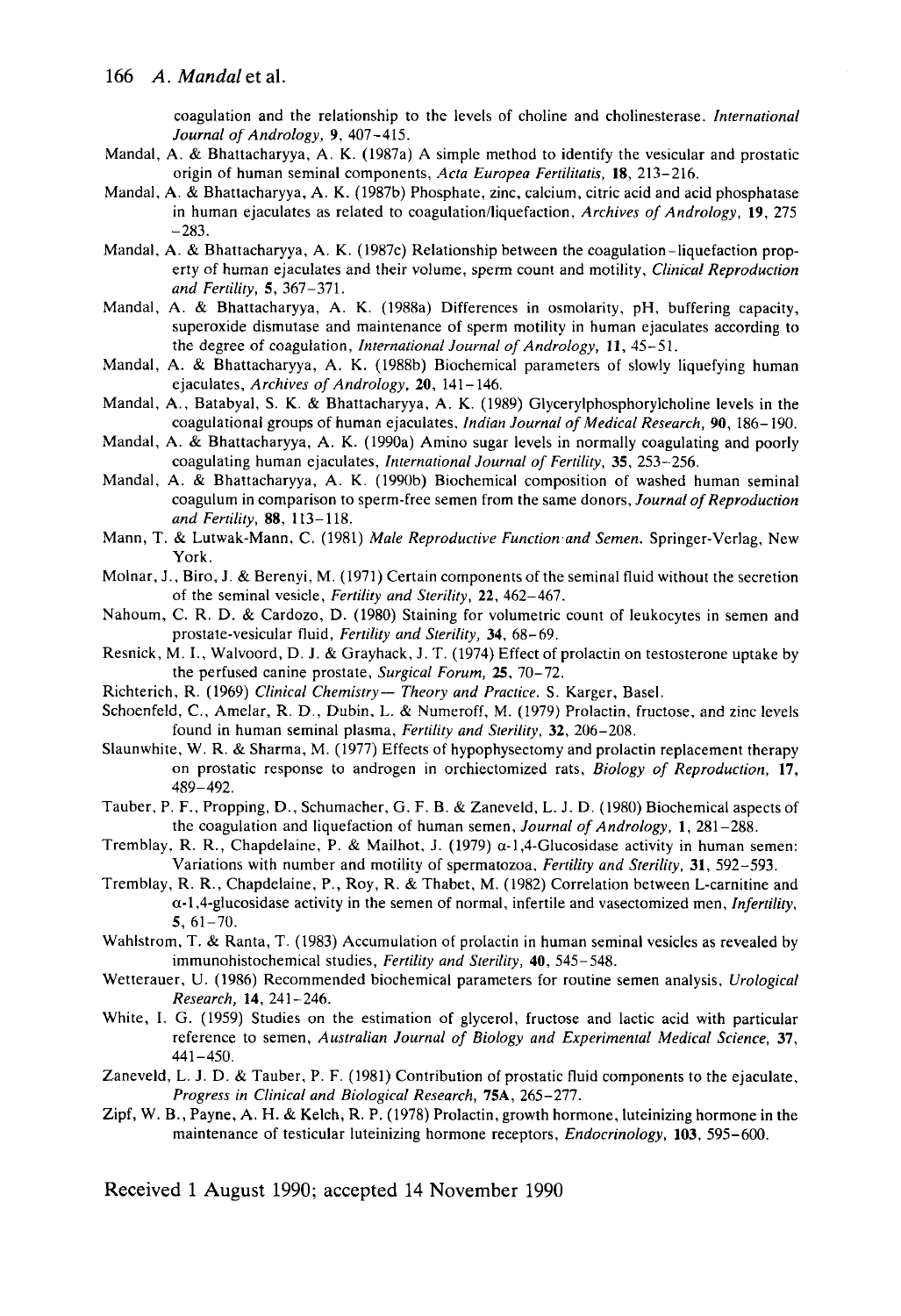coagulation and the relationship to the levels of choline and cholinesterase. *International Journal of Andrology*, **9**, 407–415.

Mandal, A. & Bhattacharyya, A. K. (1987a) A simple method to identify the vesicular and prostatic origin of human seminal components, *Acta Europea Fertilitatis*, **18**, 213–216.

Mandal, A. & Bhattacharyya, A. K. (1987b) Phosphate, zinc, calcium, citric acid and acid phosphatase in human ejaculates as related to coagulation/liquefaction, *Archives of Andrology*, **19**, 275–283.

Mandal, A. & Bhattacharyya, A. K. (1987c) Relationship between the coagulation-liquefaction property of human ejaculates and their volume, sperm count and motility, *Clinical Reproduction and Fertility*, **5**, 367–371.

Mandal, A. & Bhattacharyya, A. K. (1988a) Differences in osmolarity, pH, buffering capacity, superoxide dismutase and maintenance of sperm motility in human ejaculates according to the degree of coagulation, *International Journal of Andrology*, **11**, 45–51.

Mandal, A. & Bhattacharyya, A. K. (1988b) Biochemical parameters of slowly liquefying human ejaculates, *Archives of Andrology*, **20**, 141–146.

Mandal, A., Batabyal, S. K. & Bhattacharyya, A. K. (1989) Glycerylphosphorylcholine levels in the coagulational groups of human ejaculates, *Indian Journal of Medical Research*, **90**, 186–190.

Mandal, A. & Bhattacharyya, A. K. (1990a) Amino sugar levels in normally coagulating and poorly coagulating human ejaculates, *International Journal of Fertility*, **35**, 253–256.

Mandal, A. & Bhattacharyya, A. K. (1990b) Biochemical composition of washed human seminal coagulum in comparison to sperm-free semen from the same donors, *Journal of Reproduction and Fertility*, **88**, 113–118.

Mann, T. & Lutwak-Mann, C. (1981) *Male Reproductive Function and Semen*. Springer-Verlag, New York.

Molnar, J., Biro, J. & Berenyi, M. (1971) Certain components of the seminal fluid without the secretion of the seminal vesicle, *Fertility and Sterility*, **22**, 462–467.

Nahoum, C. R. D. & Cardozo, D. (1980) Staining for volumetric count of leukocytes in semen and prostate-vesicular fluid, *Fertility and Sterility*, **34**, 68–69.

Resnick, M. I., Walvoord, D. J. & Grayhack, J. T. (1974) Effect of prolactin on testosterone uptake by the perfused canine prostate, *Surgical Forum*, **25**, 70–72.

Richterich, R. (1969) *Clinical Chemistry— Theory and Practice*. S. Karger, Basel.

Schoenfeld, C., Amelar, R. D., Dubin, L. & Numeroff, M. (1979) Prolactin, fructose, and zinc levels found in human seminal plasma, *Fertility and Sterility*, **32**, 206–208.

Slaunwhite, W. R. & Sharma, M. (1977) Effects of hypophysectomy and prolactin replacement therapy on prostatic response to androgen in orchiectomized rats, *Biology of Reproduction*, **17**, 489–492.

Tauber, P. F., Propping, D., Schumacher, G. F. B. & Zaneveld, L. J. D. (1980) Biochemical aspects of the coagulation and liquefaction of human semen, *Journal of Andrology*, **1**, 281–288.

Tremblay, R. R., Chapdelaine, P. & Mailhot, J. (1979) α-1,4-Glucosidase activity in human semen: Variations with number and motility of spermatozoa, *Fertility and Sterility*, **31**, 592–593.

Tremblay, R. R., Chapdelaine, P., Roy, R. & Thabet, M. (1982) Correlation between L-carnitine and α-1,4-glucosidase activity in the semen of normal, infertile and vasectomized men, *Infertility*, **5**, 61–70.

Wahlstrom, T. & Ranta, T. (1983) Accumulation of prolactin in human seminal vesicles as revealed by immunohistochemical studies, *Fertility and Sterility*, **40**, 545–548.

Wetterauer, U. (1986) Recommended biochemical parameters for routine semen analysis, *Urological Research*, **14**, 241–246.

White, I. G. (1959) Studies on the estimation of glycerol, fructose and lactic acid with particular reference to semen, *Australian Journal of Biology and Experimental Medical Science*, **37**, 441–450.

Zaneveld, L. J. D. & Tauber, P. F. (1981) Contribution of prostatic fluid components to the ejaculate, *Progress in Clinical and Biological Research*, **75A**, 265–277.

Zipf, W. B., Payne, A. H. & Kelch, R. P. (1978) Prolactin, growth hormone, luteinizing hormone in the maintenance of testicular luteinizing hormone receptors, *Endocrinology*, **103**, 595–600.

Received 1 August 1990; accepted 14 November 1990